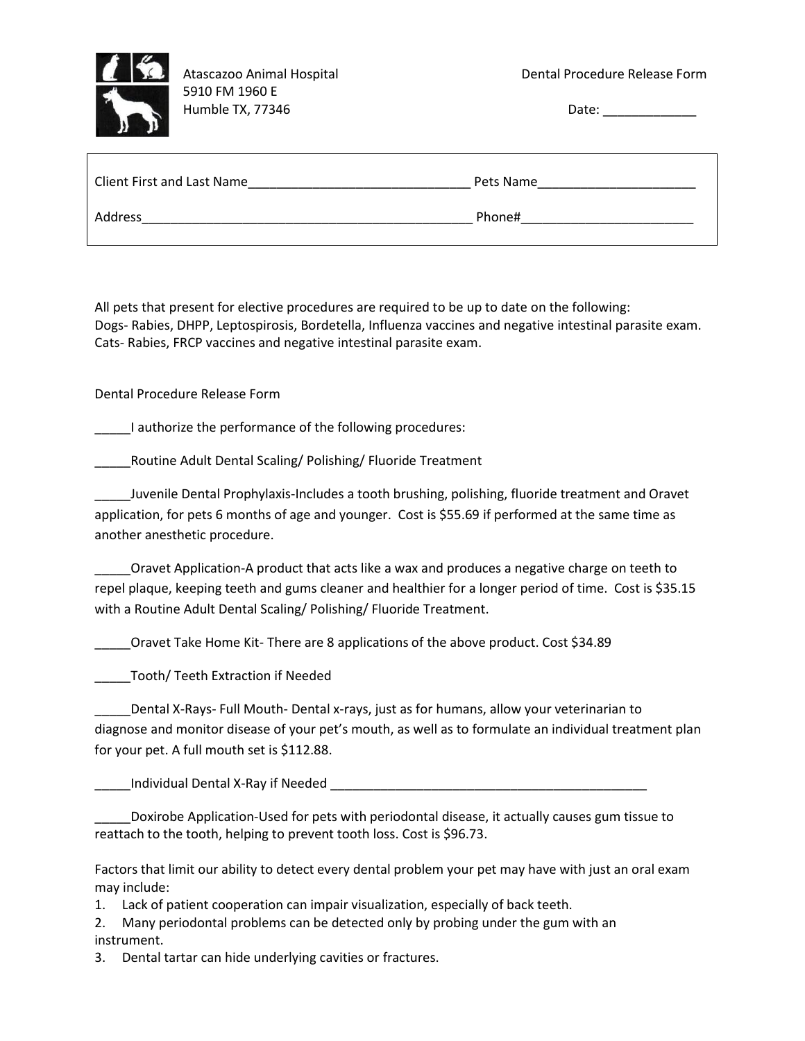Atascazoo Animal Hospital
5910 FM 1960 E
Humble TX, 77346

Dental Procedure Release Form

Date: _____________

Client First and Last Name_______________________________ Pets Name______________________

Address_______________________________________________ Phone#________________________

All pets that present for elective procedures are required to be up to date on the following:
Dogs- Rabies, DHPP, Leptospirosis, Bordetella, Influenza vaccines and negative intestinal parasite exam.
Cats- Rabies, FRCP vaccines and negative intestinal parasite exam.

Dental Procedure Release Form

_____I authorize the performance of the following procedures:

_____Routine Adult Dental Scaling/ Polishing/ Fluoride Treatment

_____Juvenile Dental Prophylaxis-Includes a tooth brushing, polishing, fluoride treatment and Oravet application, for pets 6 months of age and younger. Cost is $55.69 if performed at the same time as another anesthetic procedure.

_____Oravet Application-A product that acts like a wax and produces a negative charge on teeth to repel plaque, keeping teeth and gums cleaner and healthier for a longer period of time. Cost is $35.15 with a Routine Adult Dental Scaling/ Polishing/ Fluoride Treatment.

_____Oravet Take Home Kit- There are 8 applications of the above product. Cost $34.89

_____Tooth/ Teeth Extraction if Needed

_____Dental X-Rays- Full Mouth- Dental x-rays, just as for humans, allow your veterinarian to diagnose and monitor disease of your pet's mouth, as well as to formulate an individual treatment plan for your pet. A full mouth set is $112.88.

_____Individual Dental X-Ray if Needed ______________________________________________

_____Doxirobe Application-Used for pets with periodontal disease, it actually causes gum tissue to reattach to the tooth, helping to prevent tooth loss. Cost is $96.73.

Factors that limit our ability to detect every dental problem your pet may have with just an oral exam may include:

1. Lack of patient cooperation can impair visualization, especially of back teeth.
2. Many periodontal problems can be detected only by probing under the gum with an instrument.
3. Dental tartar can hide underlying cavities or fractures.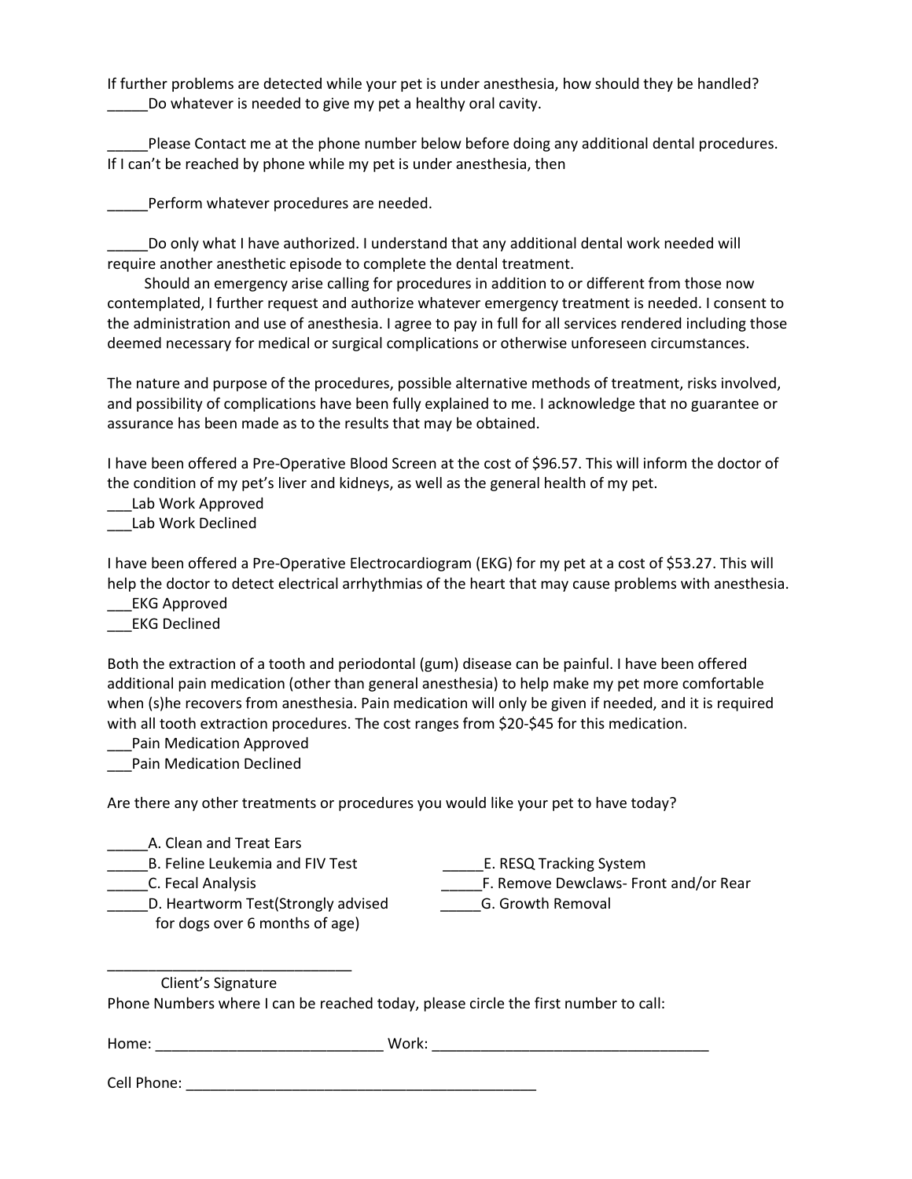If further problems are detected while your pet is under anesthesia, how should they be handled?
_____Do whatever is needed to give my pet a healthy oral cavity.

_____Please Contact me at the phone number below before doing any additional dental procedures. If I can't be reached by phone while my pet is under anesthesia, then

_____Perform whatever procedures are needed.

_____Do only what I have authorized. I understand that any additional dental work needed will require another anesthetic episode to complete the dental treatment.

Should an emergency arise calling for procedures in addition to or different from those now contemplated, I further request and authorize whatever emergency treatment is needed. I consent to the administration and use of anesthesia. I agree to pay in full for all services rendered including those deemed necessary for medical or surgical complications or otherwise unforeseen circumstances.

The nature and purpose of the procedures, possible alternative methods of treatment, risks involved, and possibility of complications have been fully explained to me. I acknowledge that no guarantee or assurance has been made as to the results that may be obtained.

I have been offered a Pre-Operative Blood Screen at the cost of $96.57. This will inform the doctor of the condition of my pet's liver and kidneys, as well as the general health of my pet.
___Lab Work Approved
___Lab Work Declined

I have been offered a Pre-Operative Electrocardiogram (EKG) for my pet at a cost of $53.27. This will help the doctor to detect electrical arrhythmias of the heart that may cause problems with anesthesia.
___EKG Approved
___EKG Declined

Both the extraction of a tooth and periodontal (gum) disease can be painful. I have been offered additional pain medication (other than general anesthesia) to help make my pet more comfortable when (s)he recovers from anesthesia. Pain medication will only be given if needed, and it is required with all tooth extraction procedures. The cost ranges from $20-$45 for this medication.
___Pain Medication Approved
___Pain Medication Declined

Are there any other treatments or procedures you would like your pet to have today?

_____A. Clean and Treat Ears
_____B. Feline Leukemia and FIV Test
_____C. Fecal Analysis
_____D. Heartworm Test(Strongly advised for dogs over 6 months of age)
_____E. RESQ Tracking System
_____F. Remove Dewclaws- Front and/or Rear
_____G. Growth Removal

______________________________
Client's Signature

Phone Numbers where I can be reached today, please circle the first number to call:

Home: ___________________________ Work: _________________________________

Cell Phone: ___________________________________________